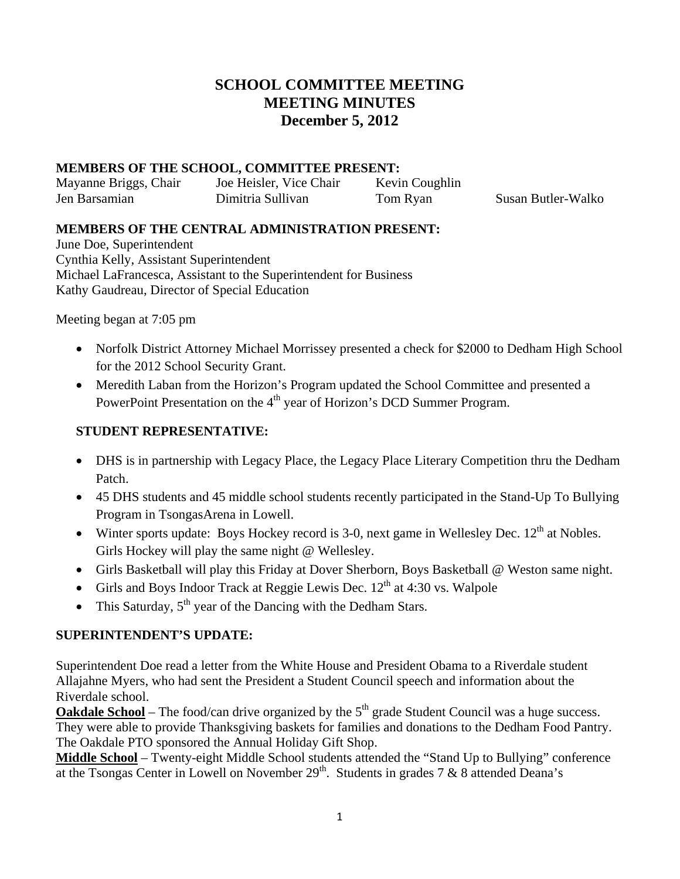# SCHOOL COMMITTEE MEETING
# MEETING MINUTES
# December 5, 2012

**MEMBERS OF THE SCHOOL, COMMITTEE PRESENT:**

Mayanne Briggs, Chair | Joe Heisler, Vice Chair | Kevin Coughlin
Jen Barsamian | Dimitria Sullivan | Tom Ryan | Susan Butler-Walko

**MEMBERS OF THE CENTRAL ADMINISTRATION PRESENT:**

June Doe, Superintendent
Cynthia Kelly, Assistant Superintendent
Michael LaFrancesca, Assistant to the Superintendent for Business
Kathy Gaudreau, Director of Special Education

Meeting began at 7:05 pm

- Norfolk District Attorney Michael Morrissey presented a check for $2000 to Dedham High School for the 2012 School Security Grant.
- Meredith Laban from the Horizon's Program updated the School Committee and presented a PowerPoint Presentation on the 4th year of Horizon's DCD Summer Program.

**STUDENT REPRESENTATIVE:**

- DHS is in partnership with Legacy Place, the Legacy Place Literary Competition thru the Dedham Patch.
- 45 DHS students and 45 middle school students recently participated in the Stand-Up To Bullying Program in TsongasArena in Lowell.
- Winter sports update: Boys Hockey record is 3-0, next game in Wellesley Dec. 12th at Nobles. Girls Hockey will play the same night @ Wellesley.
- Girls Basketball will play this Friday at Dover Sherborn, Boys Basketball @ Weston same night.
- Girls and Boys Indoor Track at Reggie Lewis Dec. 12th at 4:30 vs. Walpole
- This Saturday, 5th year of the Dancing with the Dedham Stars.

**SUPERINTENDENT'S UPDATE:**

Superintendent Doe read a letter from the White House and President Obama to a Riverdale student Allajahne Myers, who had sent the President a Student Council speech and information about the Riverdale school.

**Oakdale School** – The food/can drive organized by the 5th grade Student Council was a huge success. They were able to provide Thanksgiving baskets for families and donations to the Dedham Food Pantry. The Oakdale PTO sponsored the Annual Holiday Gift Shop.

**Middle School** – Twenty-eight Middle School students attended the "Stand Up to Bullying" conference at the Tsongas Center in Lowell on November 29th. Students in grades 7 & 8 attended Deana's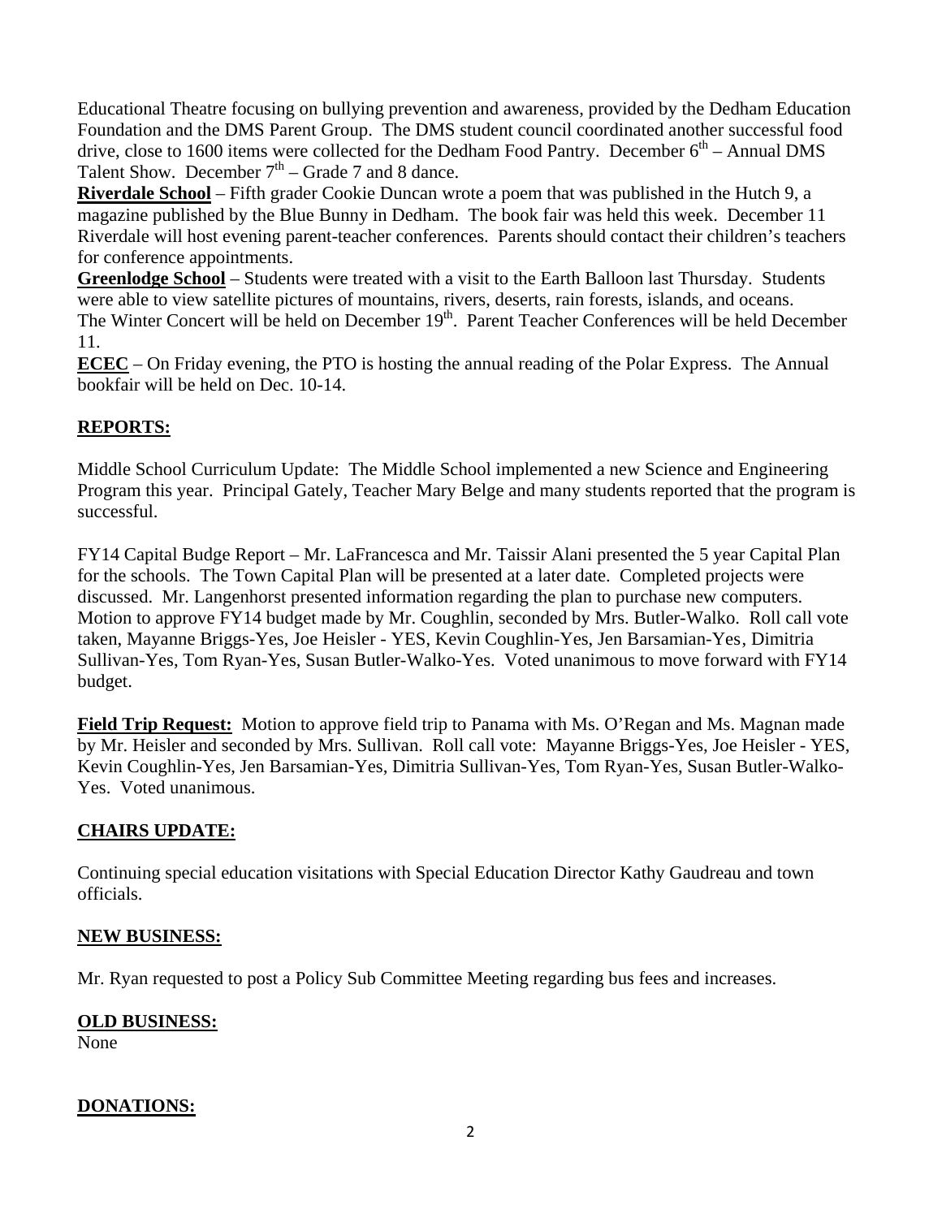Educational Theatre focusing on bullying prevention and awareness, provided by the Dedham Education Foundation and the DMS Parent Group. The DMS student council coordinated another successful food drive, close to 1600 items were collected for the Dedham Food Pantry. December 6th – Annual DMS Talent Show. December 7th – Grade 7 and 8 dance.

**Riverdale School** – Fifth grader Cookie Duncan wrote a poem that was published in the Hutch 9, a magazine published by the Blue Bunny in Dedham. The book fair was held this week. December 11 Riverdale will host evening parent-teacher conferences. Parents should contact their children's teachers for conference appointments.

**Greenlodge School** – Students were treated with a visit to the Earth Balloon last Thursday. Students were able to view satellite pictures of mountains, rivers, deserts, rain forests, islands, and oceans. The Winter Concert will be held on December 19th. Parent Teacher Conferences will be held December 11.

**ECEC** – On Friday evening, the PTO is hosting the annual reading of the Polar Express. The Annual bookfair will be held on Dec. 10-14.

## REPORTS:

Middle School Curriculum Update: The Middle School implemented a new Science and Engineering Program this year. Principal Gately, Teacher Mary Belge and many students reported that the program is successful.

FY14 Capital Budge Report – Mr. LaFrancesca and Mr. Taissir Alani presented the 5 year Capital Plan for the schools. The Town Capital Plan will be presented at a later date. Completed projects were discussed. Mr. Langenhorst presented information regarding the plan to purchase new computers. Motion to approve FY14 budget made by Mr. Coughlin, seconded by Mrs. Butler-Walko. Roll call vote taken, Mayanne Briggs-Yes, Joe Heisler - YES, Kevin Coughlin-Yes, Jen Barsamian-Yes, Dimitria Sullivan-Yes, Tom Ryan-Yes, Susan Butler-Walko-Yes. Voted unanimous to move forward with FY14 budget.

**Field Trip Request:** Motion to approve field trip to Panama with Ms. O'Regan and Ms. Magnan made by Mr. Heisler and seconded by Mrs. Sullivan. Roll call vote: Mayanne Briggs-Yes, Joe Heisler - YES, Kevin Coughlin-Yes, Jen Barsamian-Yes, Dimitria Sullivan-Yes, Tom Ryan-Yes, Susan Butler-Walko-Yes. Voted unanimous.

## CHAIRS UPDATE:

Continuing special education visitations with Special Education Director Kathy Gaudreau and town officials.

## NEW BUSINESS:

Mr. Ryan requested to post a Policy Sub Committee Meeting regarding bus fees and increases.

## OLD BUSINESS:

None

## DONATIONS: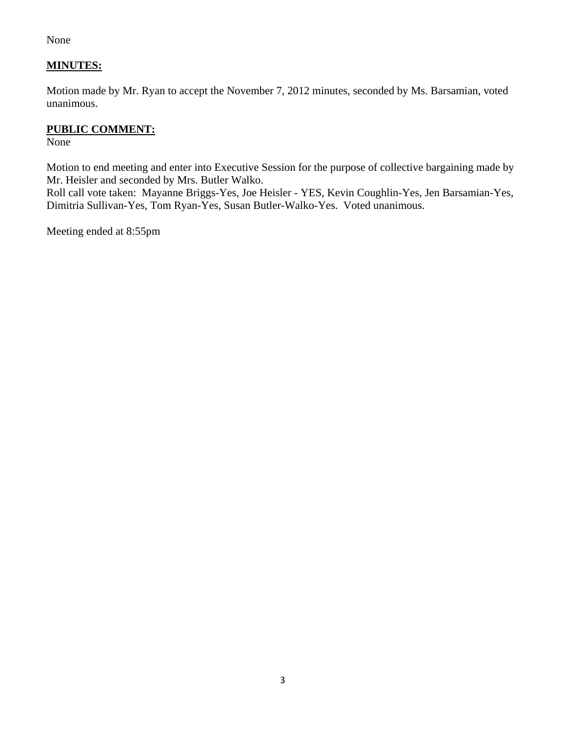None

**MINUTES:**

Motion made by Mr. Ryan to accept the November 7, 2012 minutes, seconded by Ms. Barsamian, voted unanimous.

**PUBLIC COMMENT:**

None

Motion to end meeting and enter into Executive Session for the purpose of collective bargaining made by Mr. Heisler and seconded by Mrs. Butler Walko.
Roll call vote taken: Mayanne Briggs-Yes, Joe Heisler - YES, Kevin Coughlin-Yes, Jen Barsamian-Yes, Dimitria Sullivan-Yes, Tom Ryan-Yes, Susan Butler-Walko-Yes. Voted unanimous.

Meeting ended at 8:55pm